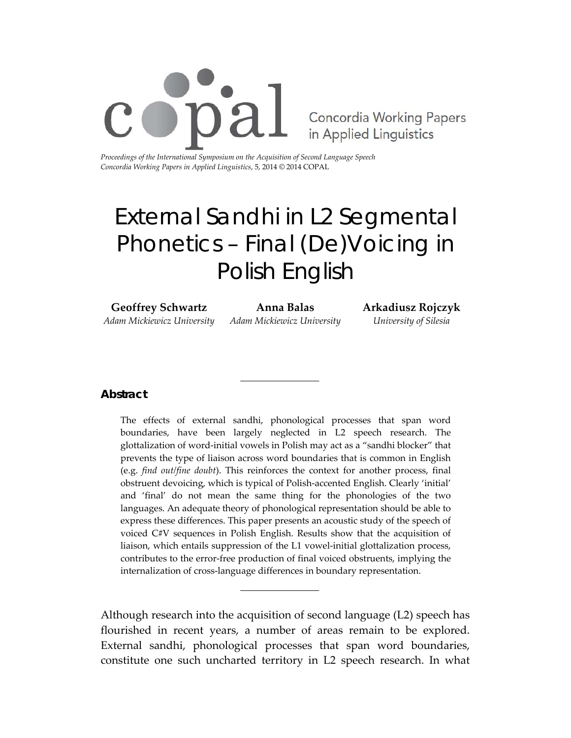Concordia Working Papers in Applied Linguistics

*Proceedings of the International Symposium on the Acquisition of Second Language Speech*
*Concordia Working Papers in Applied Linguistics*, 5, 2014 © 2014 COPAL

# External Sandhi in L2 Segmental Phonetics – Final (De)Voicing in Polish English

**Geoffrey Schwartz**
*Adam Mickiewicz University*

**Anna Balas**
*Adam Mickiewicz University*

**Arkadiusz Rojczyk**
*University of Silesia*

## Abstract

The effects of external sandhi, phonological processes that span word boundaries, have been largely neglected in L2 speech research. The glottalization of word-initial vowels in Polish may act as a "sandhi blocker" that prevents the type of liaison across word boundaries that is common in English (e.g. *find out/fine doubt*). This reinforces the context for another process, final obstruent devoicing, which is typical of Polish-accented English. Clearly 'initial' and 'final' do not mean the same thing for the phonologies of the two languages. An adequate theory of phonological representation should be able to express these differences. This paper presents an acoustic study of the speech of voiced C#V sequences in Polish English. Results show that the acquisition of liaison, which entails suppression of the L1 vowel-initial glottalization process, contributes to the error-free production of final voiced obstruents, implying the internalization of cross-language differences in boundary representation.

Although research into the acquisition of second language (L2) speech has flourished in recent years, a number of areas remain to be explored. External sandhi, phonological processes that span word boundaries, constitute one such uncharted territory in L2 speech research. In what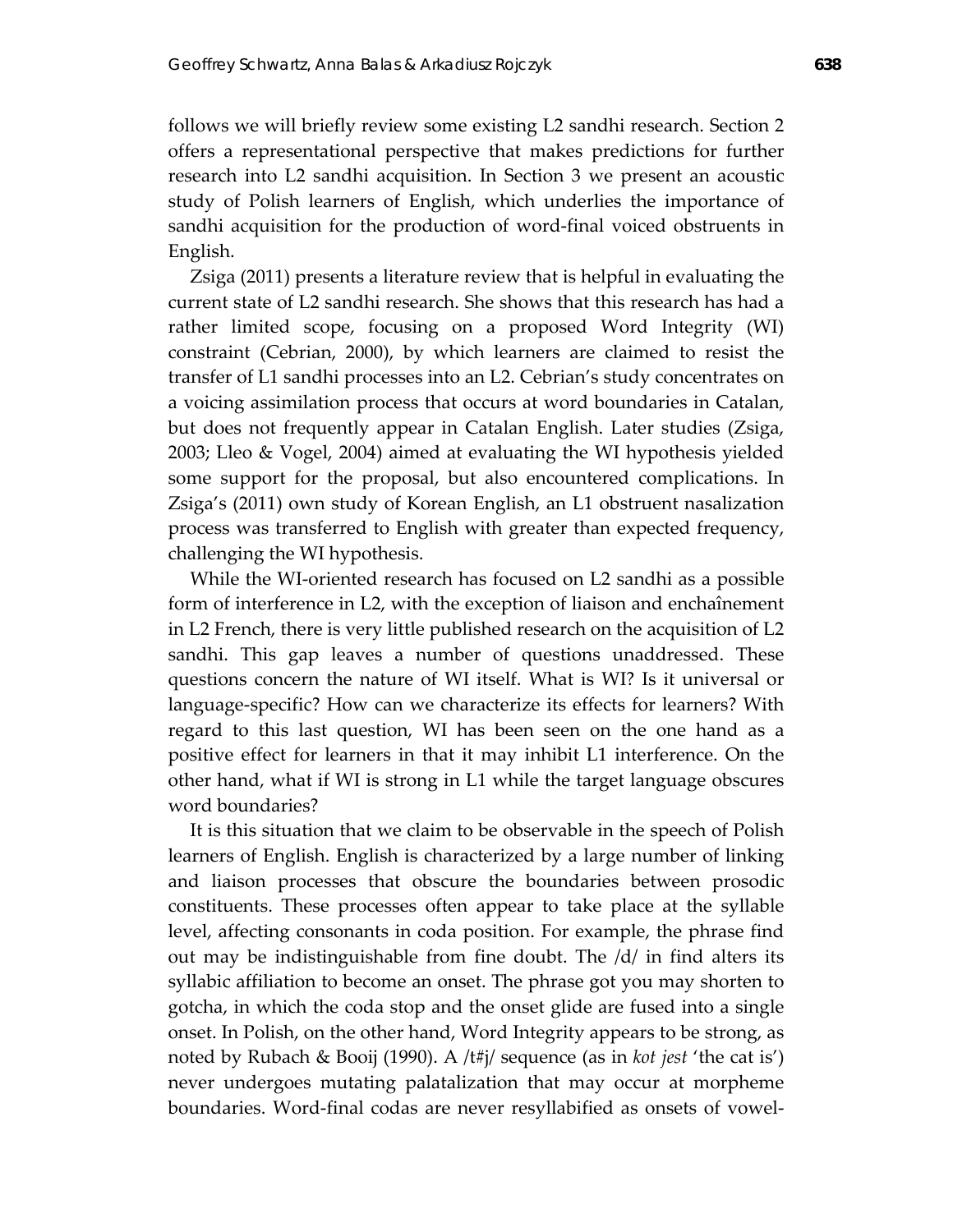follows we will briefly review some existing L2 sandhi research. Section 2 offers a representational perspective that makes predictions for further research into L2 sandhi acquisition. In Section 3 we present an acoustic study of Polish learners of English, which underlies the importance of sandhi acquisition for the production of word-final voiced obstruents in English.

Zsiga (2011) presents a literature review that is helpful in evaluating the current state of L2 sandhi research. She shows that this research has had a rather limited scope, focusing on a proposed Word Integrity (WI) constraint (Cebrian, 2000), by which learners are claimed to resist the transfer of L1 sandhi processes into an L2. Cebrian's study concentrates on a voicing assimilation process that occurs at word boundaries in Catalan, but does not frequently appear in Catalan English. Later studies (Zsiga, 2003; Lleo & Vogel, 2004) aimed at evaluating the WI hypothesis yielded some support for the proposal, but also encountered complications. In Zsiga's (2011) own study of Korean English, an L1 obstruent nasalization process was transferred to English with greater than expected frequency, challenging the WI hypothesis.

While the WI-oriented research has focused on L2 sandhi as a possible form of interference in L2, with the exception of liaison and enchaînement in L2 French, there is very little published research on the acquisition of L2 sandhi. This gap leaves a number of questions unaddressed. These questions concern the nature of WI itself. What is WI? Is it universal or language-specific? How can we characterize its effects for learners? With regard to this last question, WI has been seen on the one hand as a positive effect for learners in that it may inhibit L1 interference. On the other hand, what if WI is strong in L1 while the target language obscures word boundaries?

It is this situation that we claim to be observable in the speech of Polish learners of English. English is characterized by a large number of linking and liaison processes that obscure the boundaries between prosodic constituents. These processes often appear to take place at the syllable level, affecting consonants in coda position. For example, the phrase find out may be indistinguishable from fine doubt. The /d/ in find alters its syllabic affiliation to become an onset. The phrase got you may shorten to gotcha, in which the coda stop and the onset glide are fused into a single onset. In Polish, on the other hand, Word Integrity appears to be strong, as noted by Rubach & Booij (1990). A /t#j/ sequence (as in *kot jest* 'the cat is') never undergoes mutating palatalization that may occur at morpheme boundaries. Word-final codas are never resyllabified as onsets of vowel-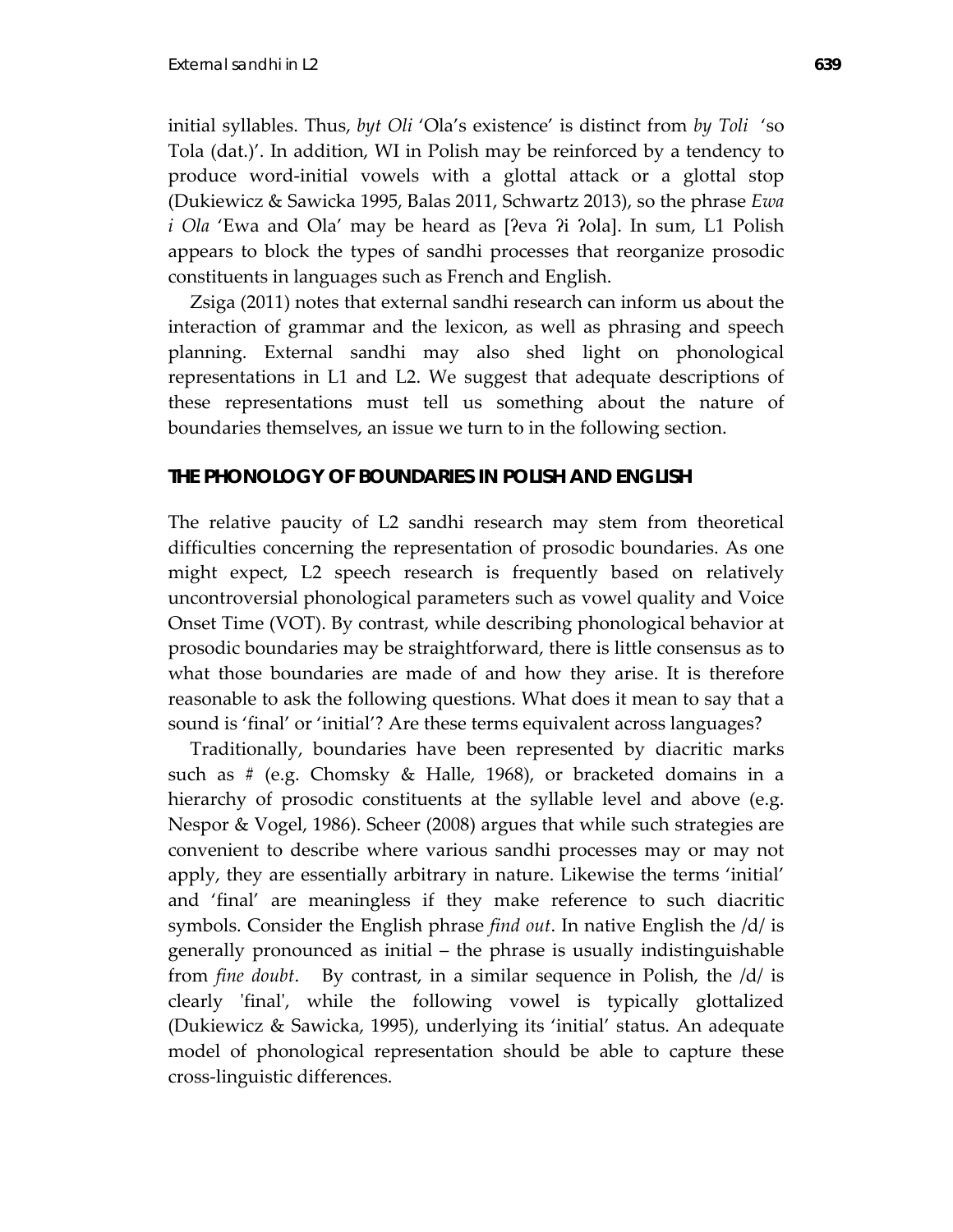initial syllables. Thus, *byt Oli* 'Ola's existence' is distinct from *by Toli* 'so Tola (dat.)'. In addition, WI in Polish may be reinforced by a tendency to produce word-initial vowels with a glottal attack or a glottal stop (Dukiewicz & Sawicka 1995, Balas 2011, Schwartz 2013), so the phrase *Ewa i Ola* 'Ewa and Ola' may be heard as [ʔeva ʔi ʔola]. In sum, L1 Polish appears to block the types of sandhi processes that reorganize prosodic constituents in languages such as French and English.

Zsiga (2011) notes that external sandhi research can inform us about the interaction of grammar and the lexicon, as well as phrasing and speech planning. External sandhi may also shed light on phonological representations in L1 and L2. We suggest that adequate descriptions of these representations must tell us something about the nature of boundaries themselves, an issue we turn to in the following section.

## THE PHONOLOGY OF BOUNDARIES IN POLISH AND ENGLISH

The relative paucity of L2 sandhi research may stem from theoretical difficulties concerning the representation of prosodic boundaries. As one might expect, L2 speech research is frequently based on relatively uncontroversial phonological parameters such as vowel quality and Voice Onset Time (VOT). By contrast, while describing phonological behavior at prosodic boundaries may be straightforward, there is little consensus as to what those boundaries are made of and how they arise. It is therefore reasonable to ask the following questions. What does it mean to say that a sound is 'final' or 'initial'? Are these terms equivalent across languages?

Traditionally, boundaries have been represented by diacritic marks such as # (e.g. Chomsky & Halle, 1968), or bracketed domains in a hierarchy of prosodic constituents at the syllable level and above (e.g. Nespor & Vogel, 1986). Scheer (2008) argues that while such strategies are convenient to describe where various sandhi processes may or may not apply, they are essentially arbitrary in nature. Likewise the terms 'initial' and 'final' are meaningless if they make reference to such diacritic symbols. Consider the English phrase *find out*. In native English the /d/ is generally pronounced as initial – the phrase is usually indistinguishable from *fine doubt*. By contrast, in a similar sequence in Polish, the /d/ is clearly 'final', while the following vowel is typically glottalized (Dukiewicz & Sawicka, 1995), underlying its 'initial' status. An adequate model of phonological representation should be able to capture these cross-linguistic differences.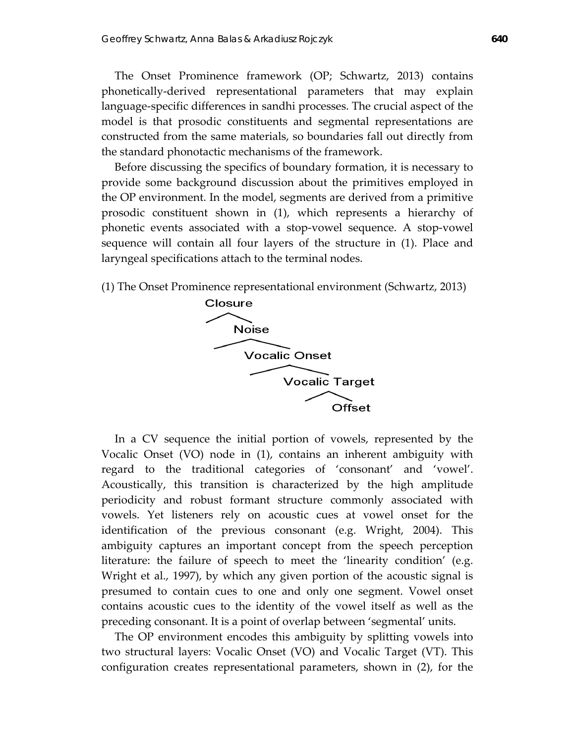The Onset Prominence framework (OP; Schwartz, 2013) contains phonetically-derived representational parameters that may explain language-specific differences in sandhi processes. The crucial aspect of the model is that prosodic constituents and segmental representations are constructed from the same materials, so boundaries fall out directly from the standard phonotactic mechanisms of the framework.

Before discussing the specifics of boundary formation, it is necessary to provide some background discussion about the primitives employed in the OP environment. In the model, segments are derived from a primitive prosodic constituent shown in (1), which represents a hierarchy of phonetic events associated with a stop-vowel sequence. A stop-vowel sequence will contain all four layers of the structure in (1). Place and laryngeal specifications attach to the terminal nodes.

(1) The Onset Prominence representational environment (Schwartz, 2013)

```
Closure
  /\
    Noise
     /\
       Vocalic Onset
        /\
          Vocalic Target
            /\
              Offset
```

In a CV sequence the initial portion of vowels, represented by the Vocalic Onset (VO) node in (1), contains an inherent ambiguity with regard to the traditional categories of 'consonant' and 'vowel'. Acoustically, this transition is characterized by the high amplitude periodicity and robust formant structure commonly associated with vowels. Yet listeners rely on acoustic cues at vowel onset for the identification of the previous consonant (e.g. Wright, 2004). This ambiguity captures an important concept from the speech perception literature: the failure of speech to meet the 'linearity condition' (e.g. Wright et al., 1997), by which any given portion of the acoustic signal is presumed to contain cues to one and only one segment. Vowel onset contains acoustic cues to the identity of the vowel itself as well as the preceding consonant. It is a point of overlap between 'segmental' units.

The OP environment encodes this ambiguity by splitting vowels into two structural layers: Vocalic Onset (VO) and Vocalic Target (VT). This configuration creates representational parameters, shown in (2), for the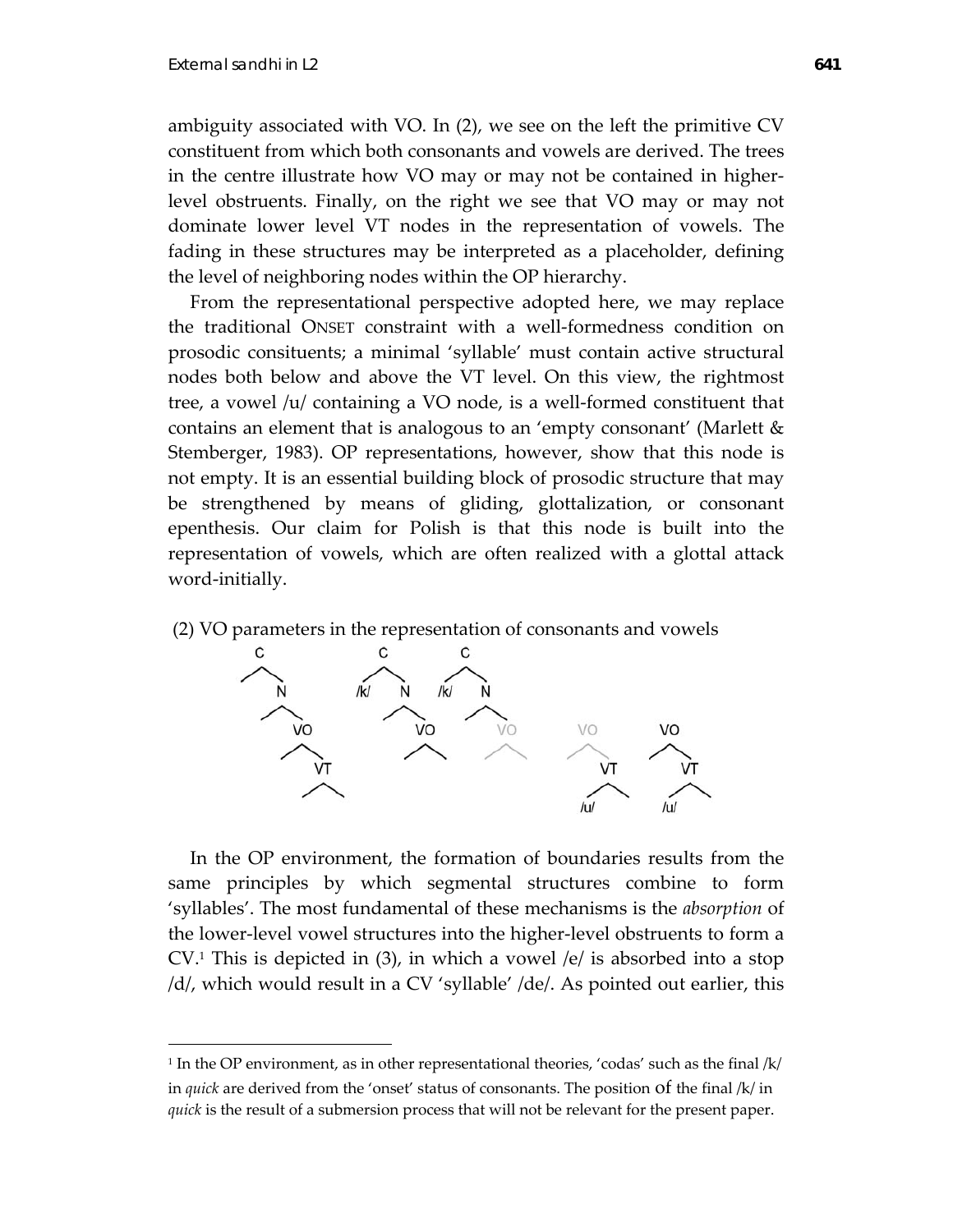ambiguity associated with VO. In (2), we see on the left the primitive CV constituent from which both consonants and vowels are derived. The trees in the centre illustrate how VO may or may not be contained in higher-level obstruents. Finally, on the right we see that VO may or may not dominate lower level VT nodes in the representation of vowels. The fading in these structures may be interpreted as a placeholder, defining the level of neighboring nodes within the OP hierarchy.

From the representational perspective adopted here, we may replace the traditional ONSET constraint with a well-formedness condition on prosodic consituents; a minimal 'syllable' must contain active structural nodes both below and above the VT level. On this view, the rightmost tree, a vowel /u/ containing a VO node, is a well-formed constituent that contains an element that is analogous to an 'empty consonant' (Marlett & Stemberger, 1983). OP representations, however, show that this node is not empty. It is an essential building block of prosodic structure that may be strengthened by means of gliding, glottalization, or consonant epenthesis. Our claim for Polish is that this node is built into the representation of vowels, which are often realized with a glottal attack word-initially.

(2) VO parameters in the representation of consonants and vowels

In the OP environment, the formation of boundaries results from the same principles by which segmental structures combine to form 'syllables'. The most fundamental of these mechanisms is the *absorption* of the lower-level vowel structures into the higher-level obstruents to form a CV.[1] This is depicted in (3), in which a vowel /e/ is absorbed into a stop /d/, which would result in a CV 'syllable' /de/. As pointed out earlier, this

---

[1] In the OP environment, as in other representational theories, 'codas' such as the final /k/ in *quick* are derived from the 'onset' status of consonants. The position of the final /k/ in *quick* is the result of a submersion process that will not be relevant for the present paper.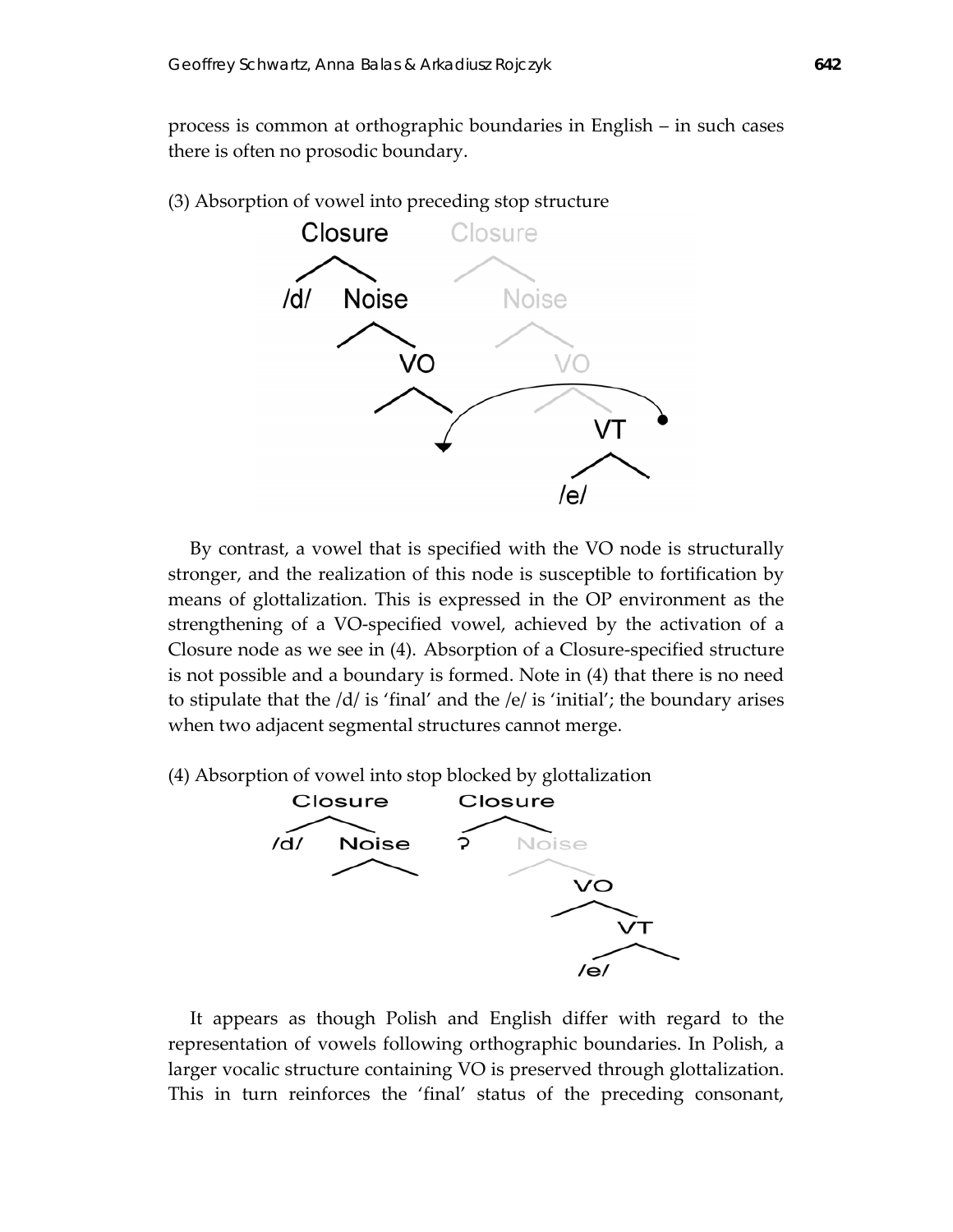process is common at orthographic boundaries in English – in such cases there is often no prosodic boundary.

(3) Absorption of vowel into preceding stop structure

By contrast, a vowel that is specified with the VO node is structurally stronger, and the realization of this node is susceptible to fortification by means of glottalization. This is expressed in the OP environment as the strengthening of a VO-specified vowel, achieved by the activation of a Closure node as we see in (4). Absorption of a Closure-specified structure is not possible and a boundary is formed. Note in (4) that there is no need to stipulate that the /d/ is 'final' and the /e/ is 'initial'; the boundary arises when two adjacent segmental structures cannot merge.

(4) Absorption of vowel into stop blocked by glottalization

It appears as though Polish and English differ with regard to the representation of vowels following orthographic boundaries. In Polish, a larger vocalic structure containing VO is preserved through glottalization. This in turn reinforces the 'final' status of the preceding consonant,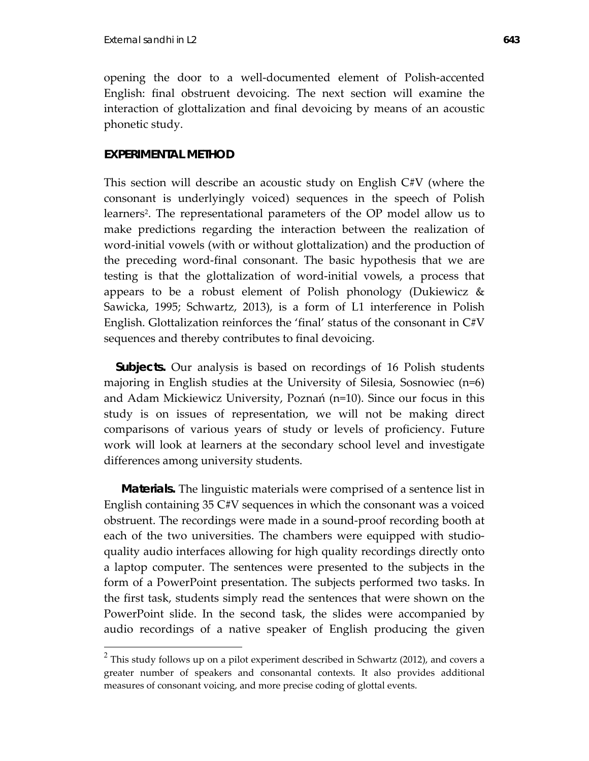opening the door to a well-documented element of Polish-accented English: final obstruent devoicing. The next section will examine the interaction of glottalization and final devoicing by means of an acoustic phonetic study.

## EXPERIMENTAL METHOD

This section will describe an acoustic study on English C#V (where the consonant is underlyingly voiced) sequences in the speech of Polish learners[2]. The representational parameters of the OP model allow us to make predictions regarding the interaction between the realization of word-initial vowels (with or without glottalization) and the production of the preceding word-final consonant. The basic hypothesis that we are testing is that the glottalization of word-initial vowels, a process that appears to be a robust element of Polish phonology (Dukiewicz & Sawicka, 1995; Schwartz, 2013), is a form of L1 interference in Polish English. Glottalization reinforces the 'final' status of the consonant in C#V sequences and thereby contributes to final devoicing.

**Subjects.** Our analysis is based on recordings of 16 Polish students majoring in English studies at the University of Silesia, Sosnowiec (n=6) and Adam Mickiewicz University, Poznań (n=10). Since our focus in this study is on issues of representation, we will not be making direct comparisons of various years of study or levels of proficiency. Future work will look at learners at the secondary school level and investigate differences among university students.

**Materials.** The linguistic materials were comprised of a sentence list in English containing 35 C#V sequences in which the consonant was a voiced obstruent. The recordings were made in a sound-proof recording booth at each of the two universities. The chambers were equipped with studio-quality audio interfaces allowing for high quality recordings directly onto a laptop computer. The sentences were presented to the subjects in the form of a PowerPoint presentation. The subjects performed two tasks. In the first task, students simply read the sentences that were shown on the PowerPoint slide. In the second task, the slides were accompanied by audio recordings of a native speaker of English producing the given

---

[2] This study follows up on a pilot experiment described in Schwartz (2012), and covers a greater number of speakers and consonantal contexts. It also provides additional measures of consonant voicing, and more precise coding of glottal events.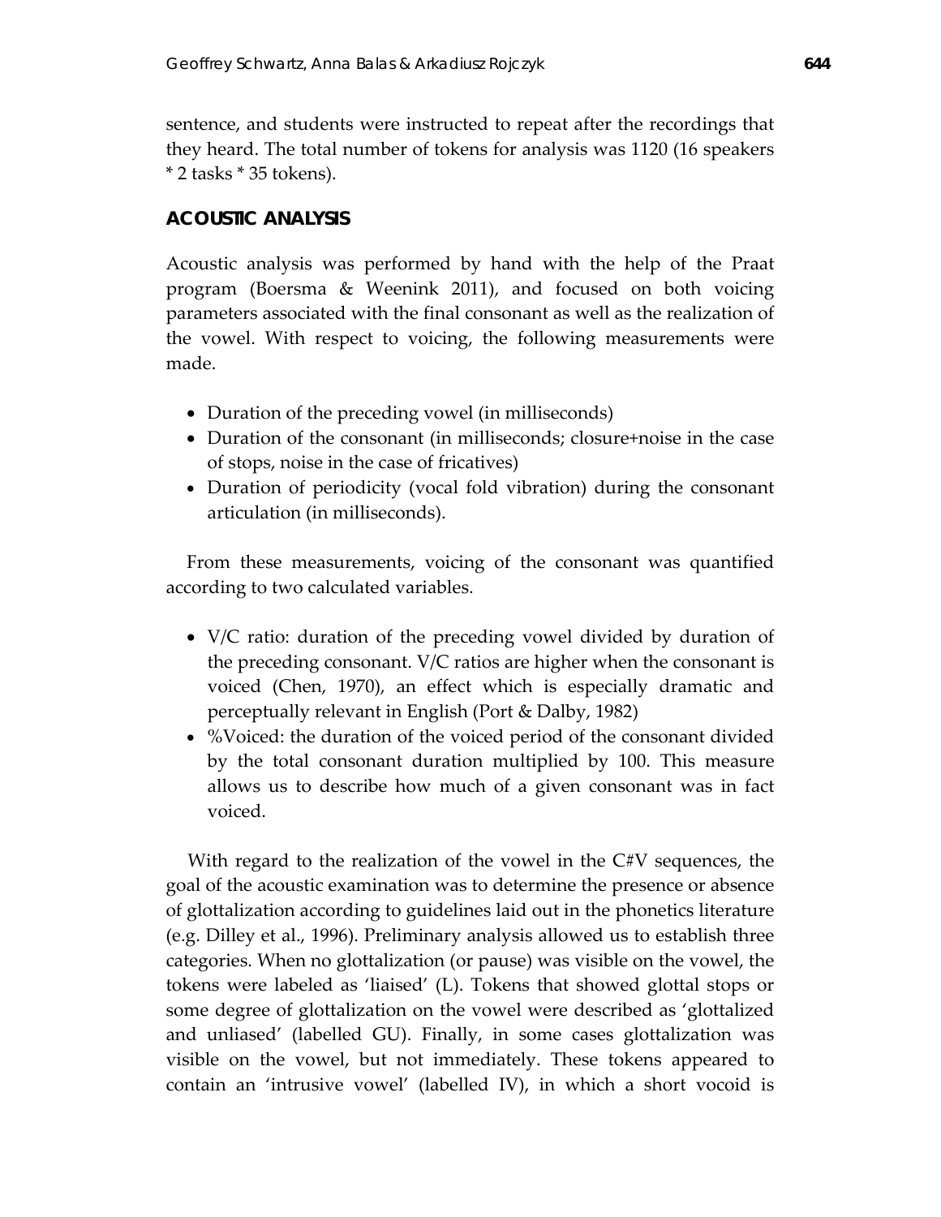sentence, and students were instructed to repeat after the recordings that they heard. The total number of tokens for analysis was 1120 (16 speakers * 2 tasks * 35 tokens).

## ACOUSTIC ANALYSIS

Acoustic analysis was performed by hand with the help of the Praat program (Boersma & Weenink 2011), and focused on both voicing parameters associated with the final consonant as well as the realization of the vowel. With respect to voicing, the following measurements were made.

- Duration of the preceding vowel (in milliseconds)
- Duration of the consonant (in milliseconds; closure+noise in the case of stops, noise in the case of fricatives)
- Duration of periodicity (vocal fold vibration) during the consonant articulation (in milliseconds).

From these measurements, voicing of the consonant was quantified according to two calculated variables.

- V/C ratio: duration of the preceding vowel divided by duration of the preceding consonant. V/C ratios are higher when the consonant is voiced (Chen, 1970), an effect which is especially dramatic and perceptually relevant in English (Port & Dalby, 1982)
- %Voiced: the duration of the voiced period of the consonant divided by the total consonant duration multiplied by 100. This measure allows us to describe how much of a given consonant was in fact voiced.

With regard to the realization of the vowel in the C#V sequences, the goal of the acoustic examination was to determine the presence or absence of glottalization according to guidelines laid out in the phonetics literature (e.g. Dilley et al., 1996). Preliminary analysis allowed us to establish three categories. When no glottalization (or pause) was visible on the vowel, the tokens were labeled as 'liaised' (L). Tokens that showed glottal stops or some degree of glottalization on the vowel were described as 'glottalized and unliased' (labelled GU). Finally, in some cases glottalization was visible on the vowel, but not immediately. These tokens appeared to contain an 'intrusive vowel' (labelled IV), in which a short vocoid is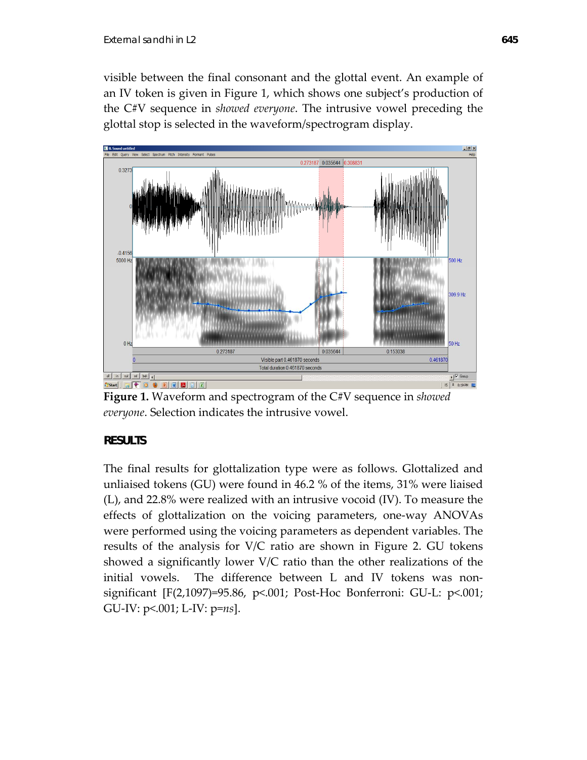visible between the final consonant and the glottal event. An example of an IV token is given in Figure 1, which shows one subject's production of the C#V sequence in *showed everyone*. The intrusive vowel preceding the glottal stop is selected in the waveform/spectrogram display.

**Figure 1.** Waveform and spectrogram of the C#V sequence in *showed everyone*. Selection indicates the intrusive vowel.

## RESULTS

The final results for glottalization type were as follows. Glottalized and unliaised tokens (GU) were found in 46.2 % of the items, 31% were liaised (L), and 22.8% were realized with an intrusive vocoid (IV). To measure the effects of glottalization on the voicing parameters, one-way ANOVAs were performed using the voicing parameters as dependent variables. The results of the analysis for V/C ratio are shown in Figure 2. GU tokens showed a significantly lower V/C ratio than the other realizations of the initial vowels. The difference between L and IV tokens was non-significant [$F(2,1097)=95.86$, $p<.001$; Post-Hoc Bonferroni: GU-L: $p<.001$; GU-IV: $p<.001$; L-IV: p=*ns*].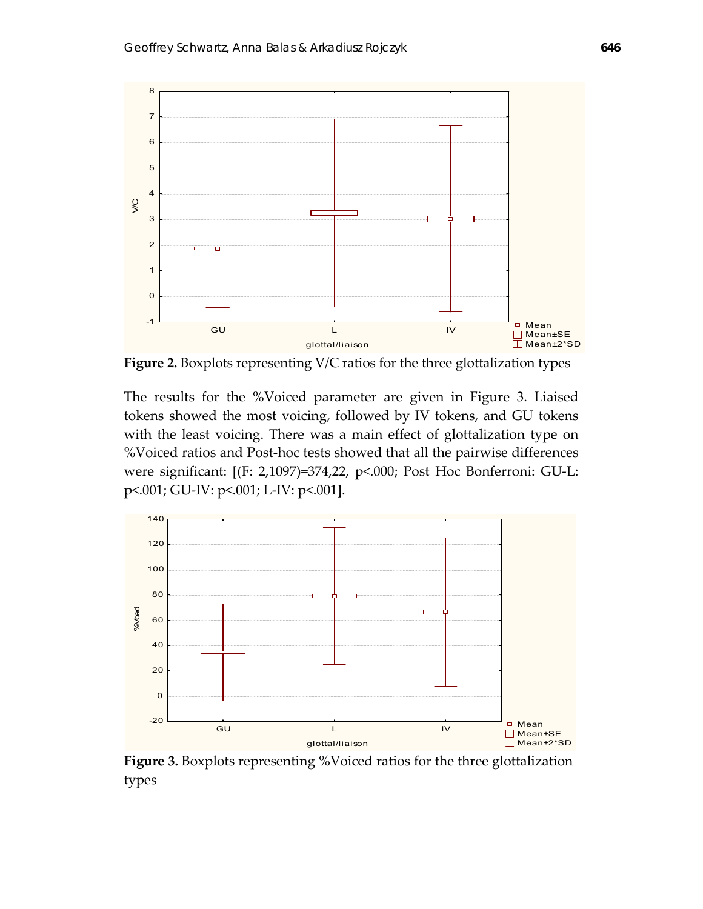**Figure 2.** Boxplots representing V/C ratios for the three glottalization types

The results for the %Voiced parameter are given in Figure 3. Liaised tokens showed the most voicing, followed by IV tokens, and GU tokens with the least voicing. There was a main effect of glottalization type on %Voiced ratios and Post-hoc tests showed that all the pairwise differences were significant: [(F: 2,1097)=374,22, p<.000; Post Hoc Bonferroni: GU-L: p<.001; GU-IV: p<.001; L-IV: p<.001].

**Figure 3.** Boxplots representing %Voiced ratios for the three glottalization types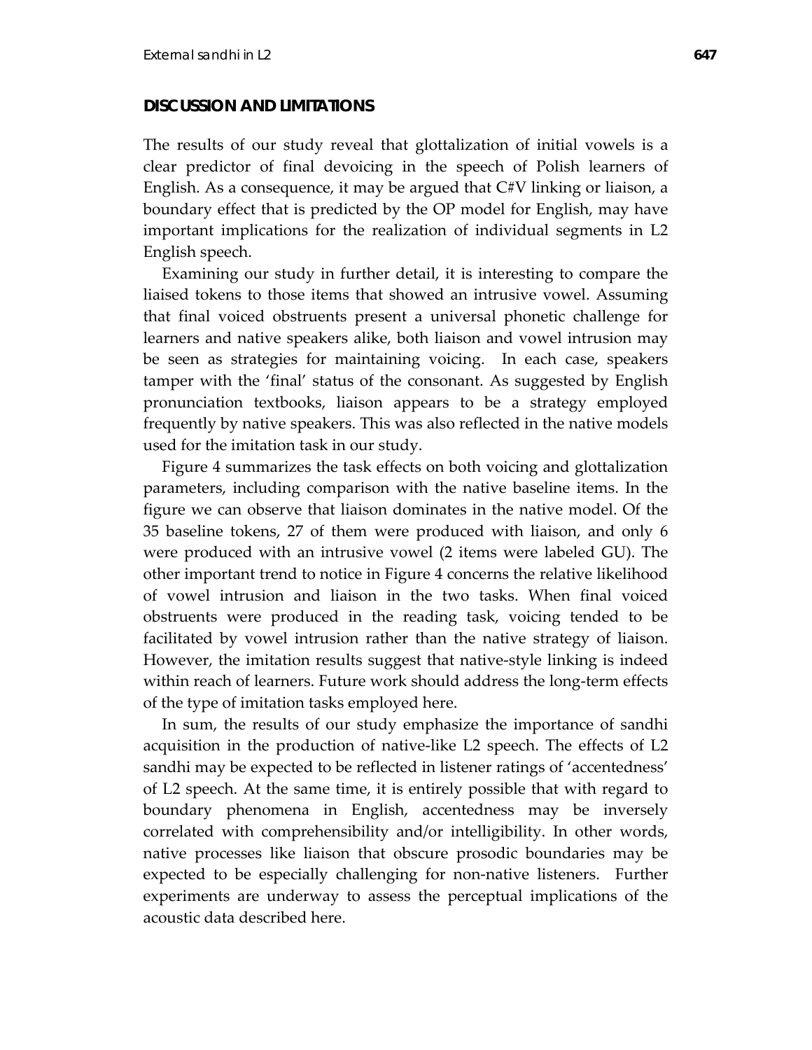## DISCUSSION AND LIMITATIONS

The results of our study reveal that glottalization of initial vowels is a clear predictor of final devoicing in the speech of Polish learners of English. As a consequence, it may be argued that C#V linking or liaison, a boundary effect that is predicted by the OP model for English, may have important implications for the realization of individual segments in L2 English speech.

Examining our study in further detail, it is interesting to compare the liaised tokens to those items that showed an intrusive vowel. Assuming that final voiced obstruents present a universal phonetic challenge for learners and native speakers alike, both liaison and vowel intrusion may be seen as strategies for maintaining voicing. In each case, speakers tamper with the 'final' status of the consonant. As suggested by English pronunciation textbooks, liaison appears to be a strategy employed frequently by native speakers. This was also reflected in the native models used for the imitation task in our study.

Figure 4 summarizes the task effects on both voicing and glottalization parameters, including comparison with the native baseline items. In the figure we can observe that liaison dominates in the native model. Of the 35 baseline tokens, 27 of them were produced with liaison, and only 6 were produced with an intrusive vowel (2 items were labeled GU). The other important trend to notice in Figure 4 concerns the relative likelihood of vowel intrusion and liaison in the two tasks. When final voiced obstruents were produced in the reading task, voicing tended to be facilitated by vowel intrusion rather than the native strategy of liaison. However, the imitation results suggest that native-style linking is indeed within reach of learners. Future work should address the long-term effects of the type of imitation tasks employed here.

In sum, the results of our study emphasize the importance of sandhi acquisition in the production of native-like L2 speech. The effects of L2 sandhi may be expected to be reflected in listener ratings of 'accentedness' of L2 speech. At the same time, it is entirely possible that with regard to boundary phenomena in English, accentedness may be inversely correlated with comprehensibility and/or intelligibility. In other words, native processes like liaison that obscure prosodic boundaries may be expected to be especially challenging for non-native listeners. Further experiments are underway to assess the perceptual implications of the acoustic data described here.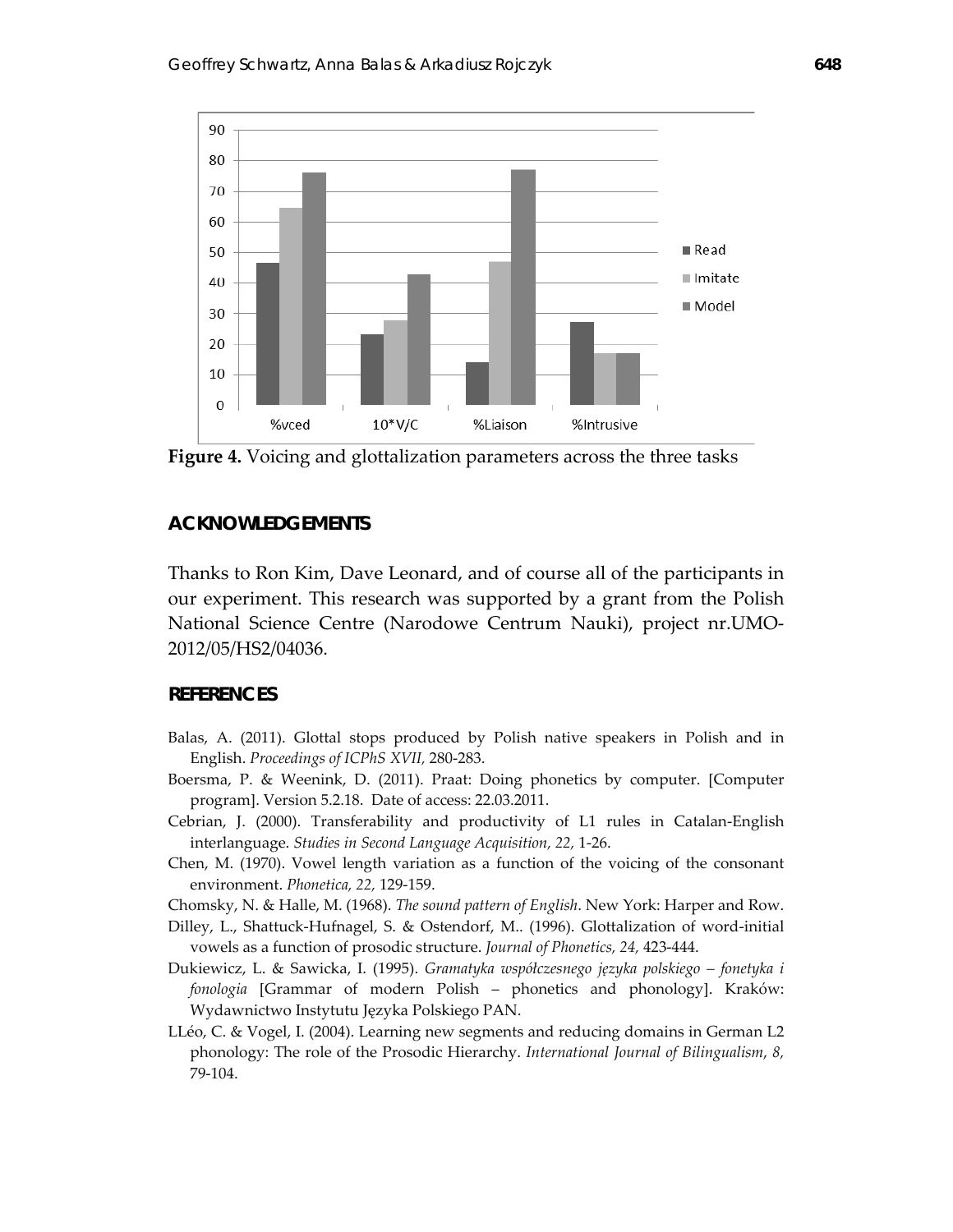**Figure 4.** Voicing and glottalization parameters across the three tasks

## ACKNOWLEDGEMENTS

Thanks to Ron Kim, Dave Leonard, and of course all of the participants in our experiment. This research was supported by a grant from the Polish National Science Centre (Narodowe Centrum Nauki), project nr.UMO-2012/05/HS2/04036.

## REFERENCES

Balas, A. (2011). Glottal stops produced by Polish native speakers in Polish and in English. *Proceedings of ICPhS XVII,* 280-283.

Boersma, P. & Weenink, D. (2011). Praat: Doing phonetics by computer. [Computer program]. Version 5.2.18. Date of access: 22.03.2011.

Cebrian, J. (2000). Transferability and productivity of L1 rules in Catalan-English interlanguage. *Studies in Second Language Acquisition, 22,* 1-26.

Chen, M. (1970). Vowel length variation as a function of the voicing of the consonant environment. *Phonetica, 22,* 129-159.

Chomsky, N. & Halle, M. (1968). *The sound pattern of English*. New York: Harper and Row.

Dilley, L., Shattuck-Hufnagel, S. & Ostendorf, M.. (1996). Glottalization of word-initial vowels as a function of prosodic structure. *Journal of Phonetics, 24,* 423-444.

Dukiewicz, L. & Sawicka, I. (1995). *Gramatyka współczesnego języka polskiego – fonetyka i fonologia* [Grammar of modern Polish – phonetics and phonology]. Kraków: Wydawnictwo Instytutu Języka Polskiego PAN.

LLéo, C. & Vogel, I. (2004). Learning new segments and reducing domains in German L2 phonology: The role of the Prosodic Hierarchy. *International Journal of Bilingualism, 8,* 79-104.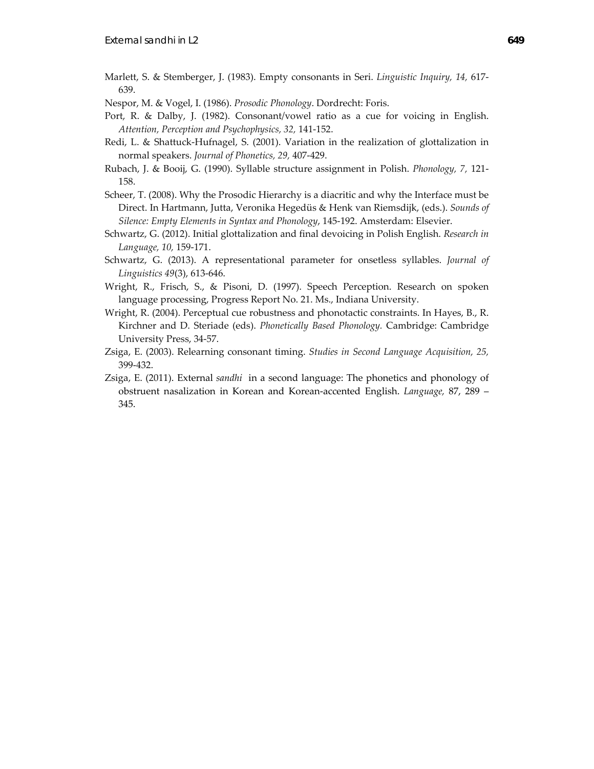Marlett, S. & Stemberger, J. (1983). Empty consonants in Seri. *Linguistic Inquiry, 14,* 617-639.

Nespor, M. & Vogel, I. (1986). *Prosodic Phonology*. Dordrecht: Foris.

Port, R. & Dalby, J. (1982). Consonant/vowel ratio as a cue for voicing in English. *Attention, Perception and Psychophysics, 32,* 141-152.

Redi, L. & Shattuck-Hufnagel, S. (2001). Variation in the realization of glottalization in normal speakers. *Journal of Phonetics, 29,* 407-429.

Rubach, J. & Booij, G. (1990). Syllable structure assignment in Polish. *Phonology, 7,* 121-158.

Scheer, T. (2008). Why the Prosodic Hierarchy is a diacritic and why the Interface must be Direct. In Hartmann, Jutta, Veronika Hegedüs & Henk van Riemsdijk, (eds.). *Sounds of Silence: Empty Elements in Syntax and Phonology*, 145-192. Amsterdam: Elsevier.

Schwartz, G. (2012). Initial glottalization and final devoicing in Polish English. *Research in Language, 10,* 159-171.

Schwartz, G. (2013). A representational parameter for onsetless syllables. *Journal of Linguistics 49*(3), 613-646.

Wright, R., Frisch, S., & Pisoni, D. (1997). Speech Perception. Research on spoken language processing, Progress Report No. 21. Ms., Indiana University.

Wright, R. (2004). Perceptual cue robustness and phonotactic constraints. In Hayes, B., R. Kirchner and D. Steriade (eds). *Phonetically Based Phonology.* Cambridge: Cambridge University Press, 34-57.

Zsiga, E. (2003). Relearning consonant timing. *Studies in Second Language Acquisition, 25,* 399-432.

Zsiga, E. (2011). External *sandhi* in a second language: The phonetics and phonology of obstruent nasalization in Korean and Korean-accented English. *Language,* 87, 289 – 345.